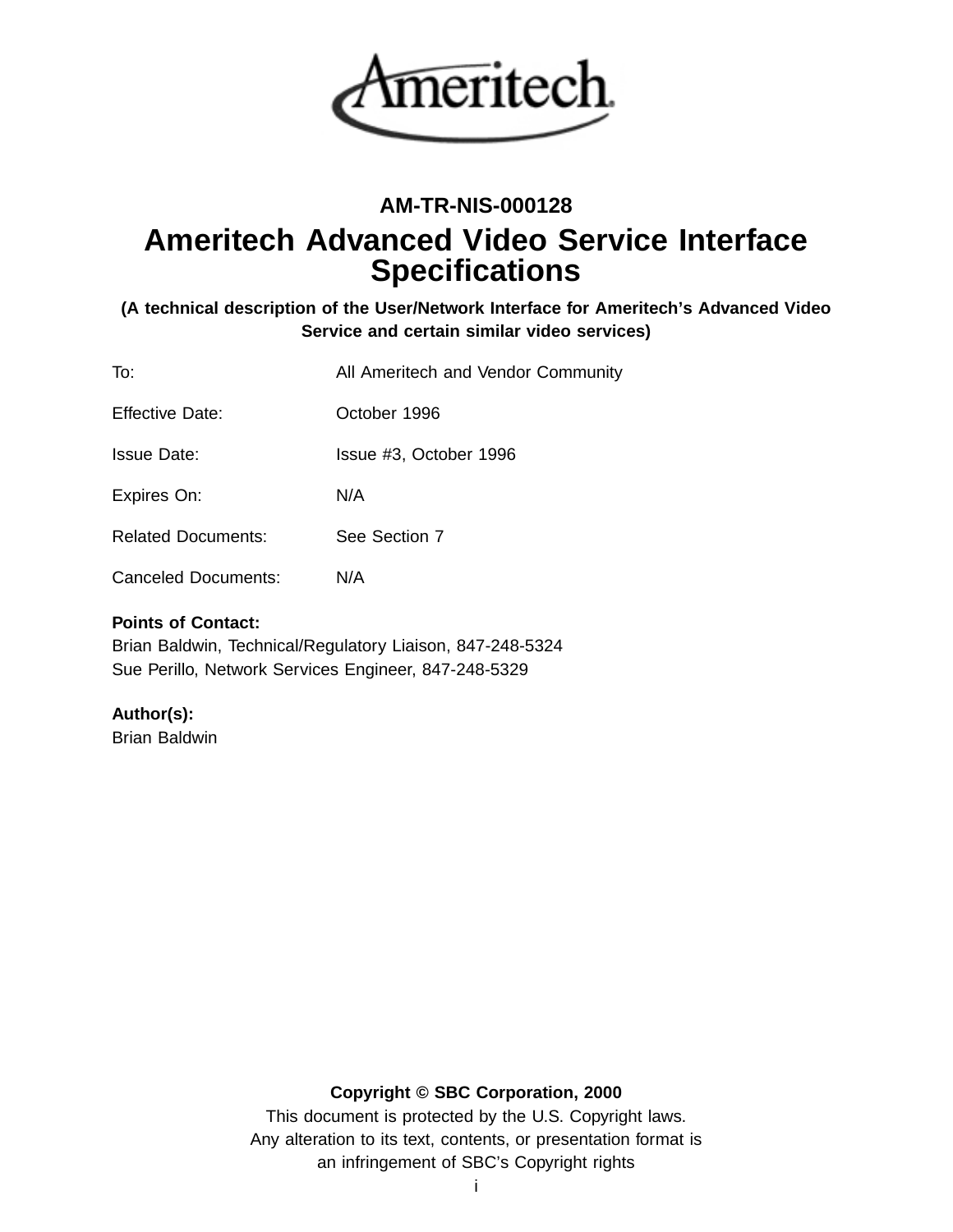**AM-TR-NIS-000128**

# Ameritech Advanced Video Service Interface Specifications

**(A technical description of the User/Network Interface for Ameritech's Advanced Video Service and certain similar video services)**

| | |
|---|---|
| To: | All Ameritech and Vendor Community |
| Effective Date: | October 1996 |
| Issue Date: | Issue #3, October 1996 |
| Expires On: | N/A |
| Related Documents: | See Section 7 |
| Canceled Documents: | N/A |

**Points of Contact:**
Brian Baldwin, Technical/Regulatory Liaison, 847-248-5324
Sue Perillo, Network Services Engineer, 847-248-5329

**Author(s):**
Brian Baldwin

**Copyright © SBC Corporation, 2000**
This document is protected by the U.S. Copyright laws.
Any alteration to its text, contents, or presentation format is
an infringement of SBC's Copyright rights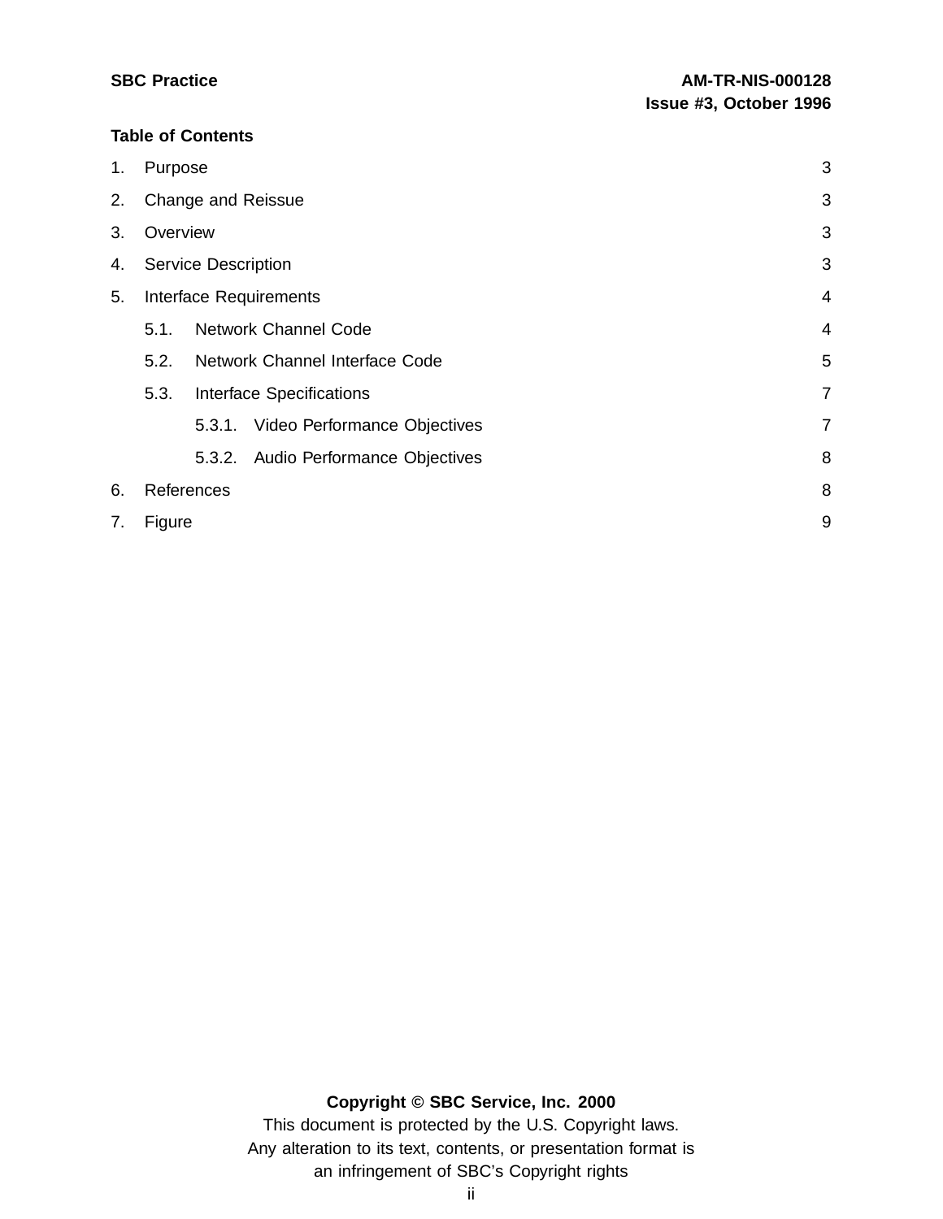**Table of Contents**

1. Purpose 3
2. Change and Reissue 3
3. Overview 3
4. Service Description 3
5. Interface Requirements 4
   - 5.1. Network Channel Code 4
   - 5.2. Network Channel Interface Code 5
   - 5.3. Interface Specifications 7
     - 5.3.1. Video Performance Objectives 7
     - 5.3.2. Audio Performance Objectives 8
6. References 8
7. Figure 9

**Copyright © SBC Service, Inc. 2000**

This document is protected by the U.S. Copyright laws.
Any alteration to its text, contents, or presentation format is an infringement of SBC's Copyright rights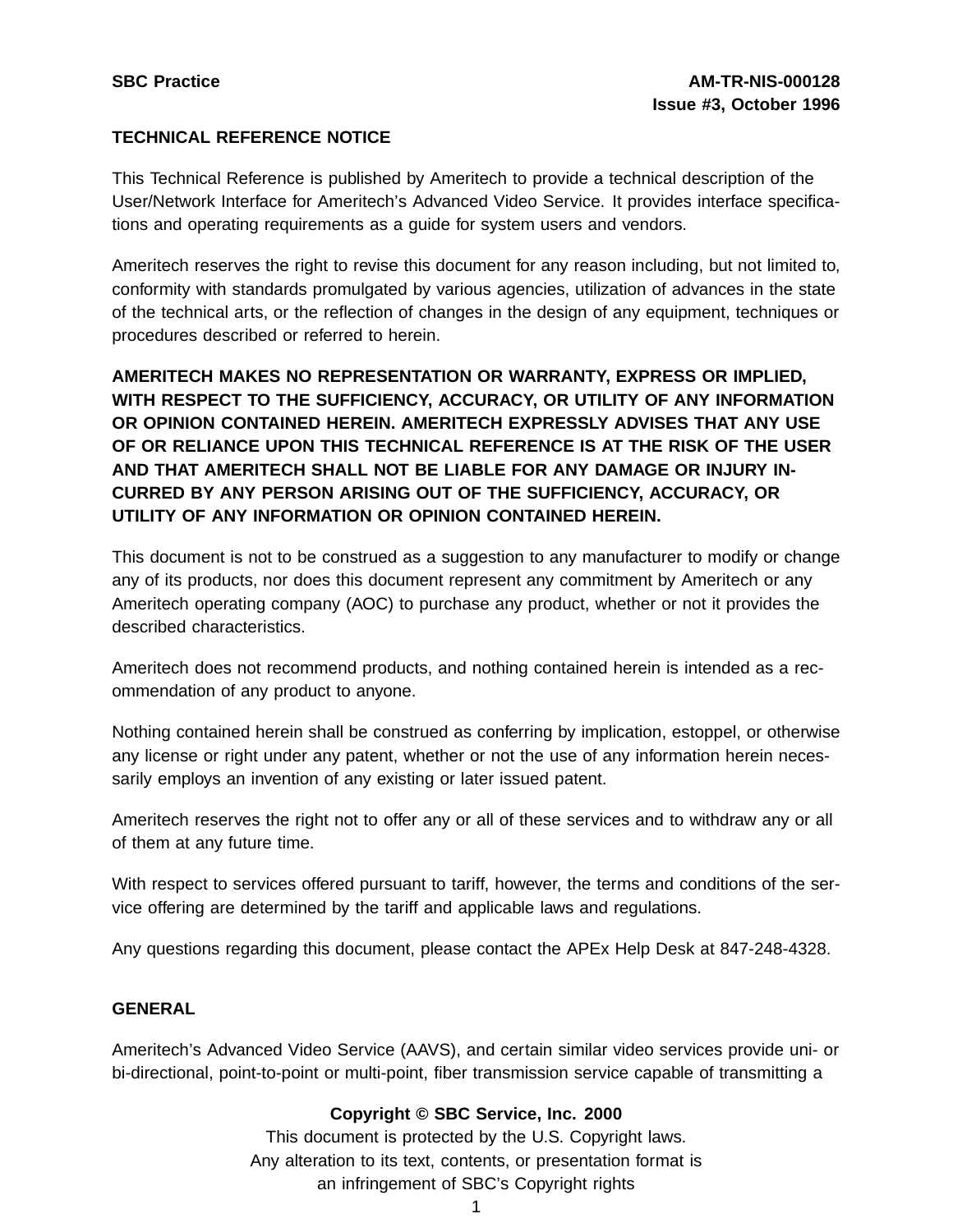**SBC Practice** **AM-TR-NIS-000128**
**Issue #3, October 1996**

## TECHNICAL REFERENCE NOTICE

This Technical Reference is published by Ameritech to provide a technical description of the User/Network Interface for Ameritech's Advanced Video Service. It provides interface specifications and operating requirements as a guide for system users and vendors.

Ameritech reserves the right to revise this document for any reason including, but not limited to, conformity with standards promulgated by various agencies, utilization of advances in the state of the technical arts, or the reflection of changes in the design of any equipment, techniques or procedures described or referred to herein.

**AMERITECH MAKES NO REPRESENTATION OR WARRANTY, EXPRESS OR IMPLIED, WITH RESPECT TO THE SUFFICIENCY, ACCURACY, OR UTILITY OF ANY INFORMATION OR OPINION CONTAINED HEREIN. AMERITECH EXPRESSLY ADVISES THAT ANY USE OF OR RELIANCE UPON THIS TECHNICAL REFERENCE IS AT THE RISK OF THE USER AND THAT AMERITECH SHALL NOT BE LIABLE FOR ANY DAMAGE OR INJURY INCURRED BY ANY PERSON ARISING OUT OF THE SUFFICIENCY, ACCURACY, OR UTILITY OF ANY INFORMATION OR OPINION CONTAINED HEREIN.**

This document is not to be construed as a suggestion to any manufacturer to modify or change any of its products, nor does this document represent any commitment by Ameritech or any Ameritech operating company (AOC) to purchase any product, whether or not it provides the described characteristics.

Ameritech does not recommend products, and nothing contained herein is intended as a recommendation of any product to anyone.

Nothing contained herein shall be construed as conferring by implication, estoppel, or otherwise any license or right under any patent, whether or not the use of any information herein necessarily employs an invention of any existing or later issued patent.

Ameritech reserves the right not to offer any or all of these services and to withdraw any or all of them at any future time.

With respect to services offered pursuant to tariff, however, the terms and conditions of the service offering are determined by the tariff and applicable laws and regulations.

Any questions regarding this document, please contact the APEx Help Desk at 847-248-4328.

## GENERAL

Ameritech's Advanced Video Service (AAVS), and certain similar video services provide uni- or bi-directional, point-to-point or multi-point, fiber transmission service capable of transmitting a

**Copyright © SBC Service, Inc. 2000**
This document is protected by the U.S. Copyright laws.
Any alteration to its text, contents, or presentation format is
an infringement of SBC's Copyright rights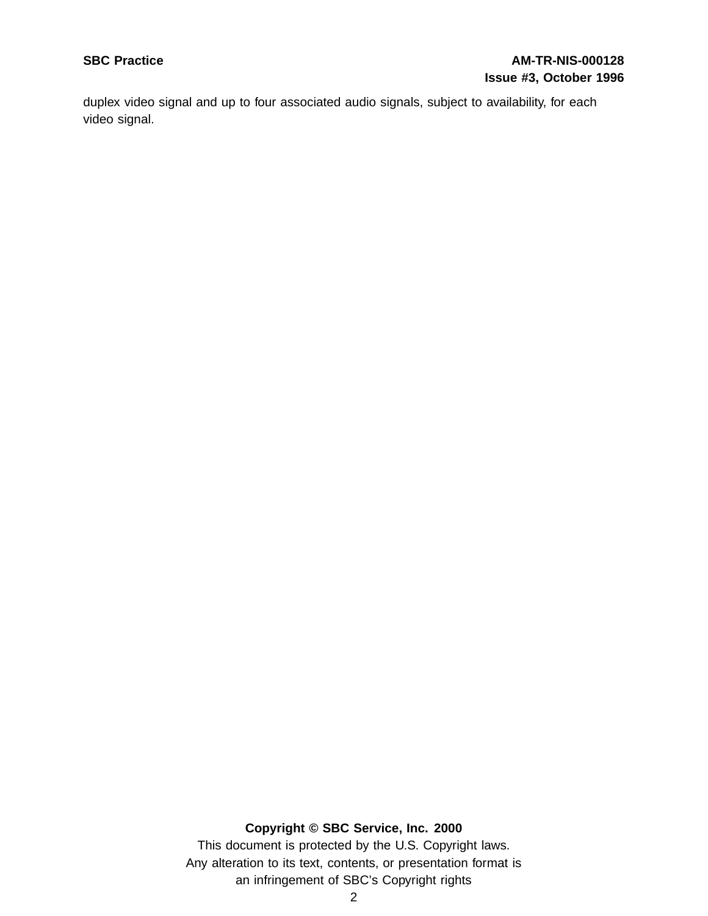duplex video signal and up to four associated audio signals, subject to availability, for each video signal.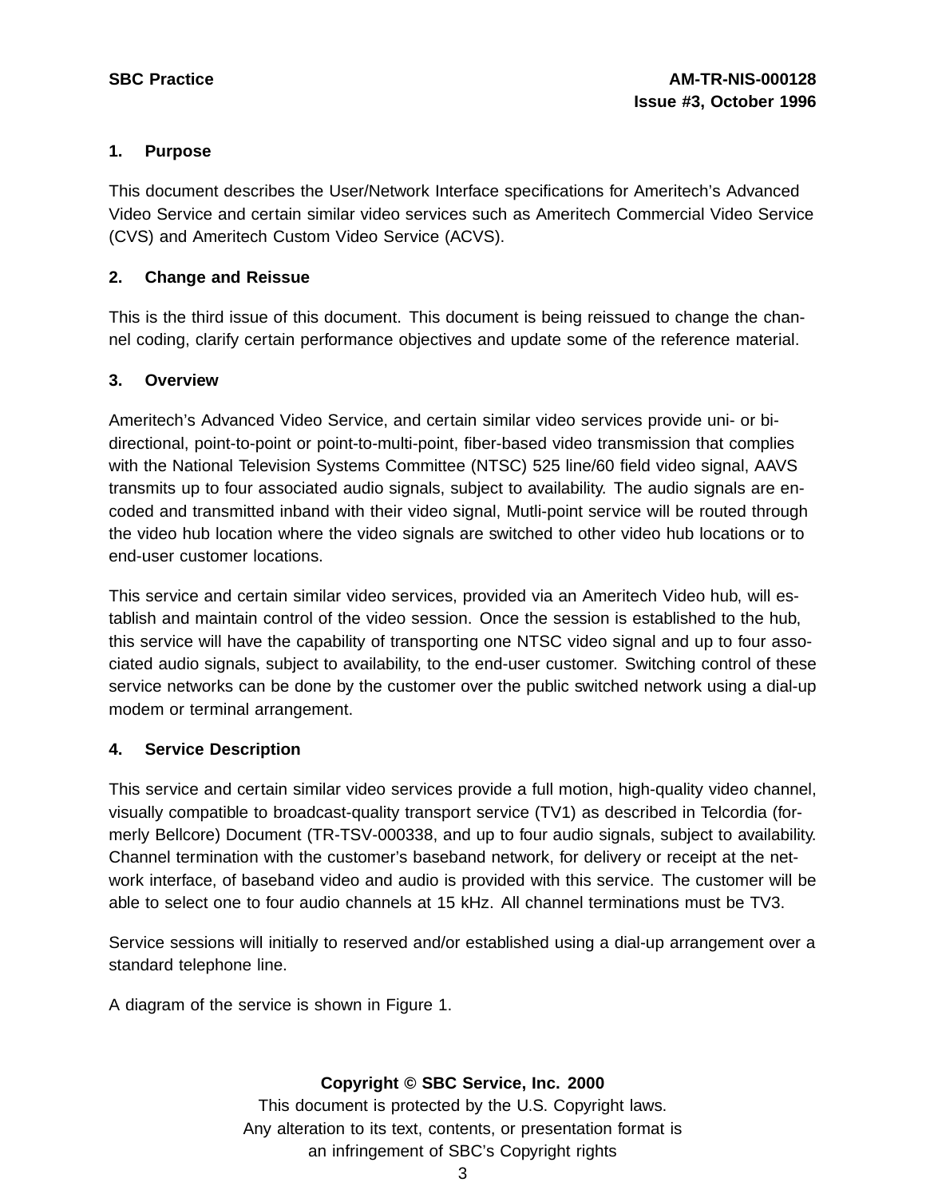## 1. Purpose

This document describes the User/Network Interface specifications for Ameritech's Advanced Video Service and certain similar video services such as Ameritech Commercial Video Service (CVS) and Ameritech Custom Video Service (ACVS).

## 2. Change and Reissue

This is the third issue of this document. This document is being reissued to change the channel coding, clarify certain performance objectives and update some of the reference material.

## 3. Overview

Ameritech's Advanced Video Service, and certain similar video services provide uni- or bi-directional, point-to-point or point-to-multi-point, fiber-based video transmission that complies with the National Television Systems Committee (NTSC) 525 line/60 field video signal, AAVS transmits up to four associated audio signals, subject to availability. The audio signals are encoded and transmitted inband with their video signal, Mutli-point service will be routed through the video hub location where the video signals are switched to other video hub locations or to end-user customer locations.

This service and certain similar video services, provided via an Ameritech Video hub, will establish and maintain control of the video session. Once the session is established to the hub, this service will have the capability of transporting one NTSC video signal and up to four associated audio signals, subject to availability, to the end-user customer. Switching control of these service networks can be done by the customer over the public switched network using a dial-up modem or terminal arrangement.

## 4. Service Description

This service and certain similar video services provide a full motion, high-quality video channel, visually compatible to broadcast-quality transport service (TV1) as described in Telcordia (formerly Bellcore) Document (TR-TSV-000338, and up to four audio signals, subject to availability. Channel termination with the customer's baseband network, for delivery or receipt at the network interface, of baseband video and audio is provided with this service. The customer will be able to select one to four audio channels at 15 kHz. All channel terminations must be TV3.

Service sessions will initially to reserved and/or established using a dial-up arrangement over a standard telephone line.

A diagram of the service is shown in Figure 1.

**Copyright © SBC Service, Inc. 2000**
This document is protected by the U.S. Copyright laws.
Any alteration to its text, contents, or presentation format is
an infringement of SBC's Copyright rights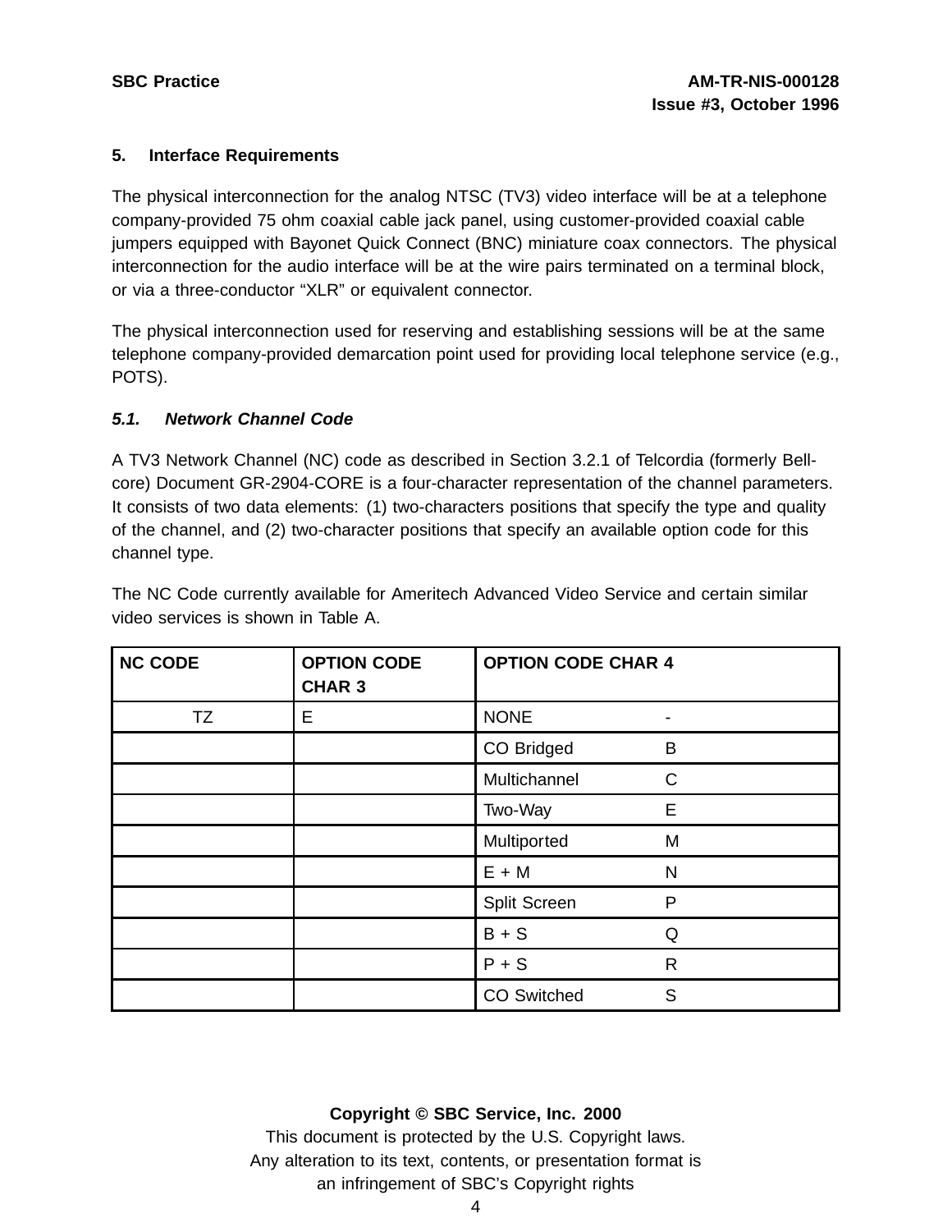## 5. Interface Requirements

The physical interconnection for the analog NTSC (TV3) video interface will be at a telephone company-provided 75 ohm coaxial cable jack panel, using customer-provided coaxial cable jumpers equipped with Bayonet Quick Connect (BNC) miniature coax connectors. The physical interconnection for the audio interface will be at the wire pairs terminated on a terminal block, or via a three-conductor “XLR” or equivalent connector.

The physical interconnection used for reserving and establishing sessions will be at the same telephone company-provided demarcation point used for providing local telephone service (e.g., POTS).

### *5.1. Network Channel Code*

A TV3 Network Channel (NC) code as described in Section 3.2.1 of Telcordia (formerly Bellcore) Document GR-2904-CORE is a four-character representation of the channel parameters. It consists of two data elements: (1) two-characters positions that specify the type and quality of the channel, and (2) two-character positions that specify an available option code for this channel type.

The NC Code currently available for Ameritech Advanced Video Service and certain similar video services is shown in Table A.

| NC CODE | OPTION CODE CHAR 3 | OPTION CODE CHAR 4 | |
|---|---|---|---|
| TZ | E | NONE | - |
| | | CO Bridged | B |
| | | Multichannel | C |
| | | Two-Way | E |
| | | Multiported | M |
| | | E + M | N |
| | | Split Screen | P |
| | | B + S | Q |
| | | P + S | R |
| | | CO Switched | S |

**Copyright © SBC Service, Inc. 2000**
This document is protected by the U.S. Copyright laws.
Any alteration to its text, contents, or presentation format is an infringement of SBC’s Copyright rights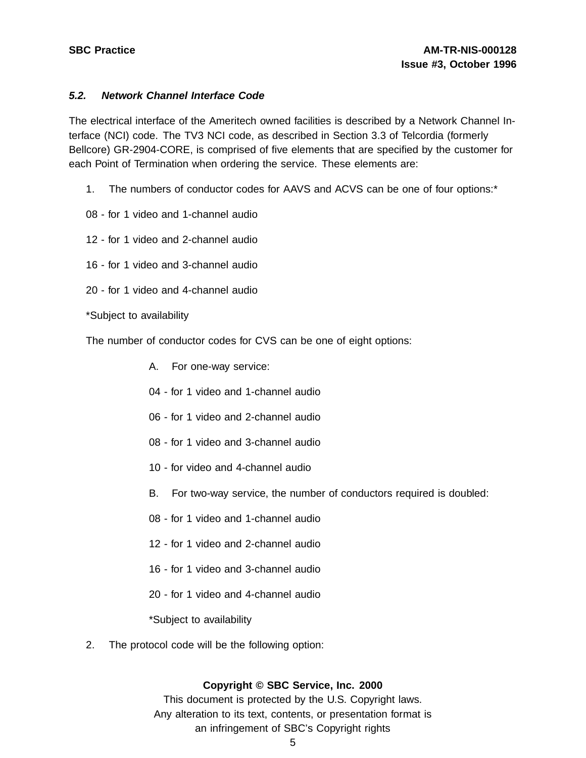### *5.2. Network Channel Interface Code*

The electrical interface of the Ameritech owned facilities is described by a Network Channel Interface (NCI) code. The TV3 NCI code, as described in Section 3.3 of Telcordia (formerly Bellcore) GR-2904-CORE, is comprised of five elements that are specified by the customer for each Point of Termination when ordering the service. These elements are:

1. The numbers of conductor codes for AAVS and ACVS can be one of four options:*

   08 - for 1 video and 1-channel audio

   12 - for 1 video and 2-channel audio

   16 - for 1 video and 3-channel audio

   20 - for 1 video and 4-channel audio

   *Subject to availability

   The number of conductor codes for CVS can be one of eight options:

   A. For one-way service:

   04 - for 1 video and 1-channel audio

   06 - for 1 video and 2-channel audio

   08 - for 1 video and 3-channel audio

   10 - for video and 4-channel audio

   B. For two-way service, the number of conductors required is doubled:

   08 - for 1 video and 1-channel audio

   12 - for 1 video and 2-channel audio

   16 - for 1 video and 3-channel audio

   20 - for 1 video and 4-channel audio

   *Subject to availability

2. The protocol code will be the following option:

**Copyright © SBC Service, Inc. 2000**
This document is protected by the U.S. Copyright laws.
Any alteration to its text, contents, or presentation format is
an infringement of SBC's Copyright rights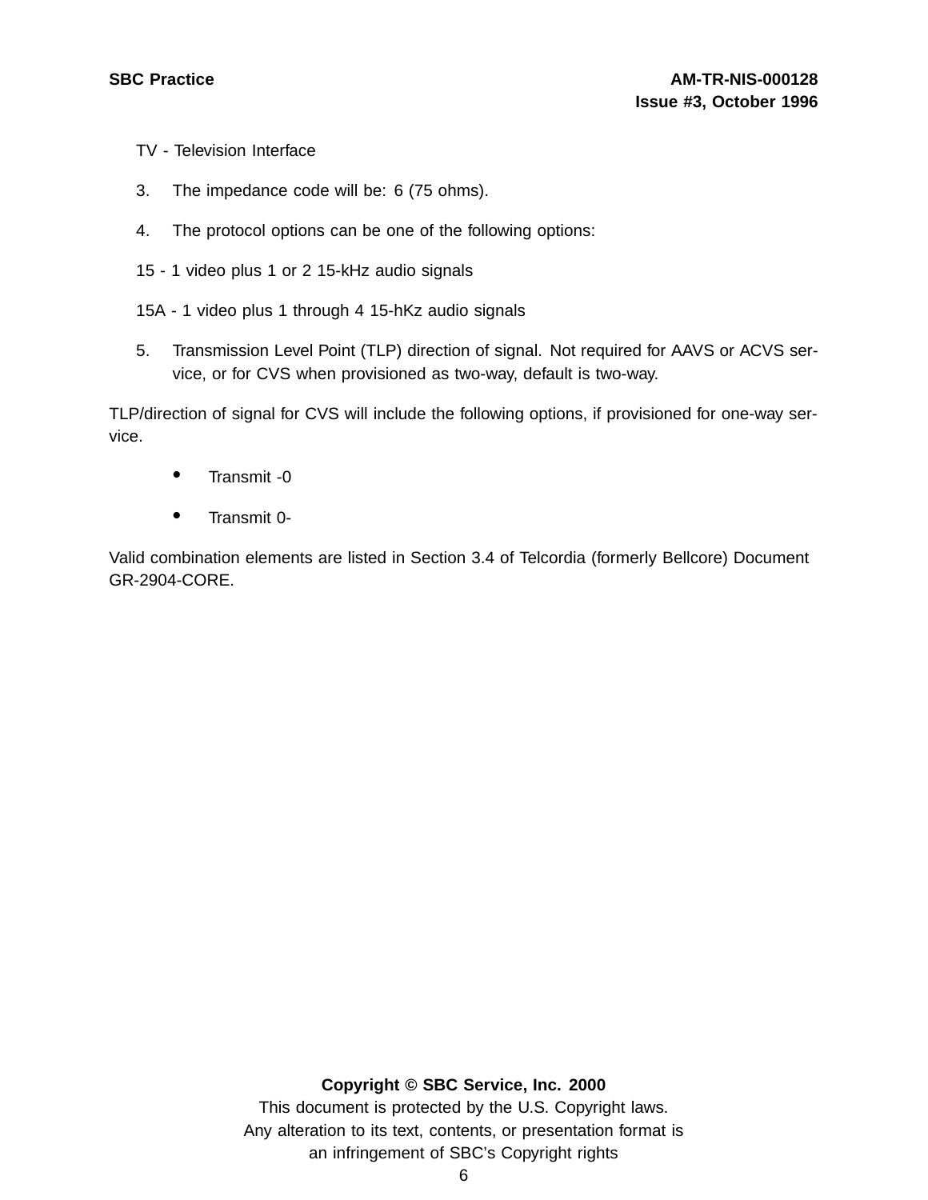TV - Television Interface

3. The impedance code will be: 6 (75 ohms).

4. The protocol options can be one of the following options:

15 - 1 video plus 1 or 2 15-kHz audio signals

15A - 1 video plus 1 through 4 15-hKz audio signals

5. Transmission Level Point (TLP) direction of signal. Not required for AAVS or ACVS service, or for CVS when provisioned as two-way, default is two-way.

TLP/direction of signal for CVS will include the following options, if provisioned for one-way service.

- Transmit -0
- Transmit 0-

Valid combination elements are listed in Section 3.4 of Telcordia (formerly Bellcore) Document GR-2904-CORE.

**Copyright © SBC Service, Inc. 2000**
This document is protected by the U.S. Copyright laws.
Any alteration to its text, contents, or presentation format is
an infringement of SBC's Copyright rights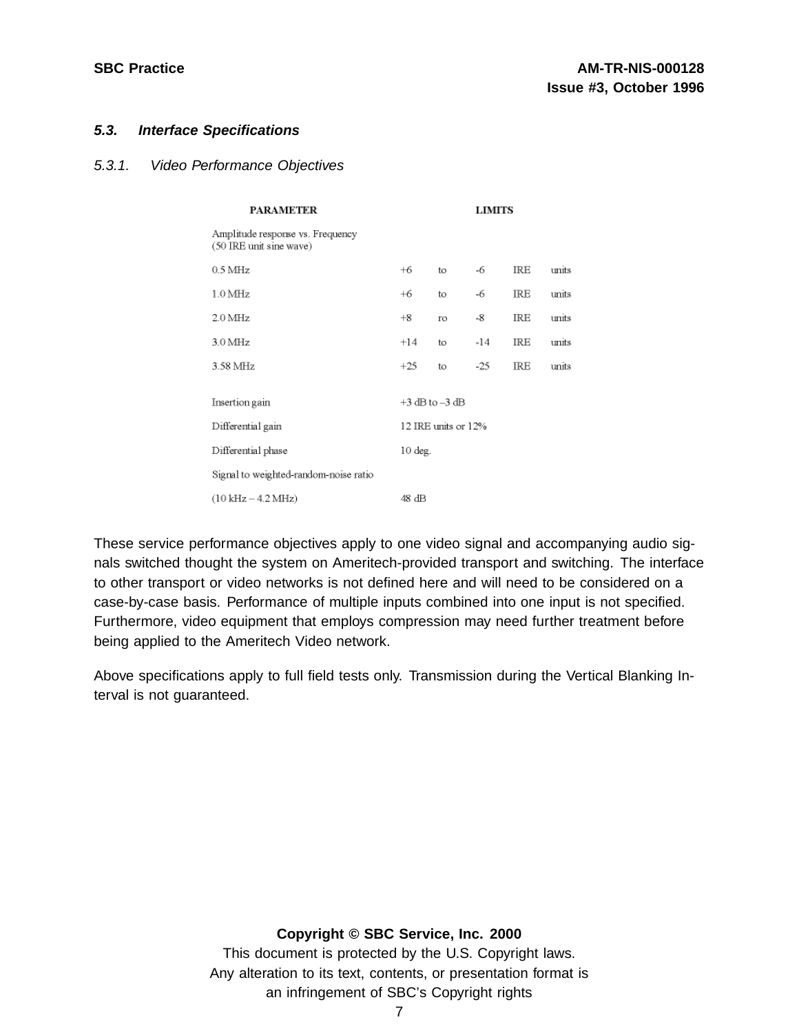### 5.3. *Interface Specifications*

#### 5.3.1. *Video Performance Objectives*

| PARAMETER | LIMITS |
|---|---|
| Amplitude response vs. Frequency (50 IRE unit sine wave) | |
| 0.5 MHz | +6 to -6 IRE units |
| 1.0 MHz | +6 to -6 IRE units |
| 2.0 MHz | +8 ro -8 IRE units |
| 3.0 MHz | +14 to -14 IRE units |
| 3.58 MHz | +25 to -25 IRE units |
| Insertion gain | +3 dB to –3 dB |
| Differential gain | 12 IRE units or 12% |
| Differential phase | 10 deg. |
| Signal to weighted-random-noise ratio (10 kHz – 4.2 MHz) | 48 dB |

These service performance objectives apply to one video signal and accompanying audio signals switched thought the system on Ameritech-provided transport and switching. The interface to other transport or video networks is not defined here and will need to be considered on a case-by-case basis. Performance of multiple inputs combined into one input is not specified. Furthermore, video equipment that employs compression may need further treatment before being applied to the Ameritech Video network.

Above specifications apply to full field tests only. Transmission during the Vertical Blanking Interval is not guaranteed.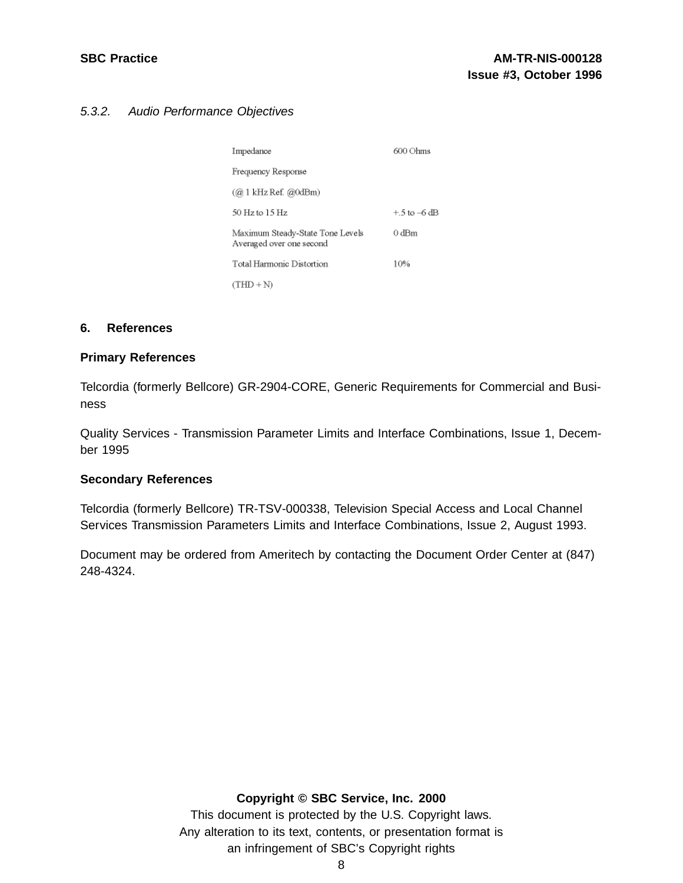### 5.3.2. *Audio Performance Objectives*

| | |
|---|---|
| Impedance | 600 Ohms |
| Frequency Response | |
| (@ 1 kHz Ref. @0dBm) | |
| 50 Hz to 15 Hz | +.5 to –6 dB |
| Maximum Steady-State Tone Levels Averaged over one second | 0 dBm |
| Total Harmonic Distortion | 10% |
| (THD + N) | |

## 6. References

**Primary References**

Telcordia (formerly Bellcore) GR-2904-CORE, Generic Requirements for Commercial and Business

Quality Services - Transmission Parameter Limits and Interface Combinations, Issue 1, December 1995

**Secondary References**

Telcordia (formerly Bellcore) TR-TSV-000338, Television Special Access and Local Channel Services Transmission Parameters Limits and Interface Combinations, Issue 2, August 1993.

Document may be ordered from Ameritech by contacting the Document Order Center at (847) 248-4324.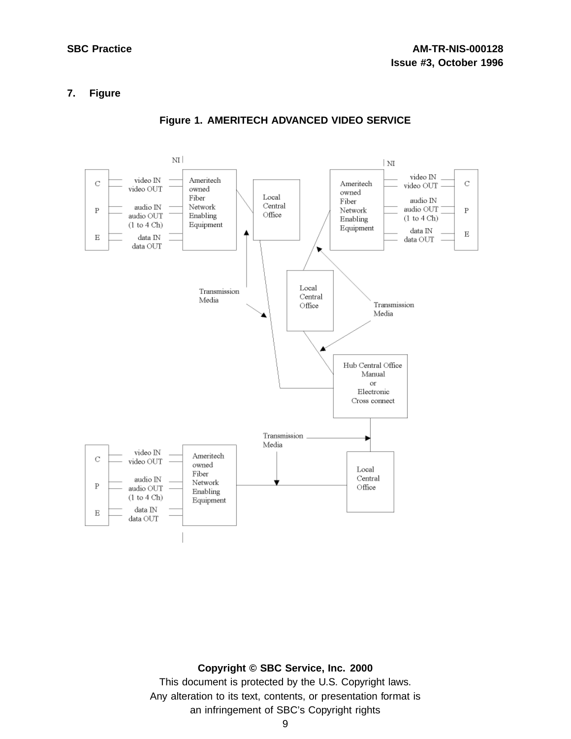## 7. Figure

**Figure 1. AMERITECH ADVANCED VIDEO SERVICE**

NI

C
P
E

video IN
video OUT

audio IN
audio OUT
(1 to 4 Ch)

data IN
data OUT

Ameritech
owned
Fiber
Network
Enabling
Equipment

Local
Central
Office

NI

Ameritech
owned
Fiber
Network
Enabling
Equipment

video IN
video OUT

audio IN
audio OUT
(1 to 4 Ch)

data IN
data OUT

C
P
E

Transmission
Media

Local
Central
Office

Transmission
Media

Hub Central Office
Manual
or
Electronic
Cross connect

Transmission
Media

C
P
E

video IN
video OUT

audio IN
audio OUT
(1 to 4 Ch)

data IN
data OUT

Ameritech
owned
Fiber
Network
Enabling
Equipment

Local
Central
Office

**Copyright © SBC Service, Inc. 2000**

This document is protected by the U.S. Copyright laws.
Any alteration to its text, contents, or presentation format is
an infringement of SBC's Copyright rights